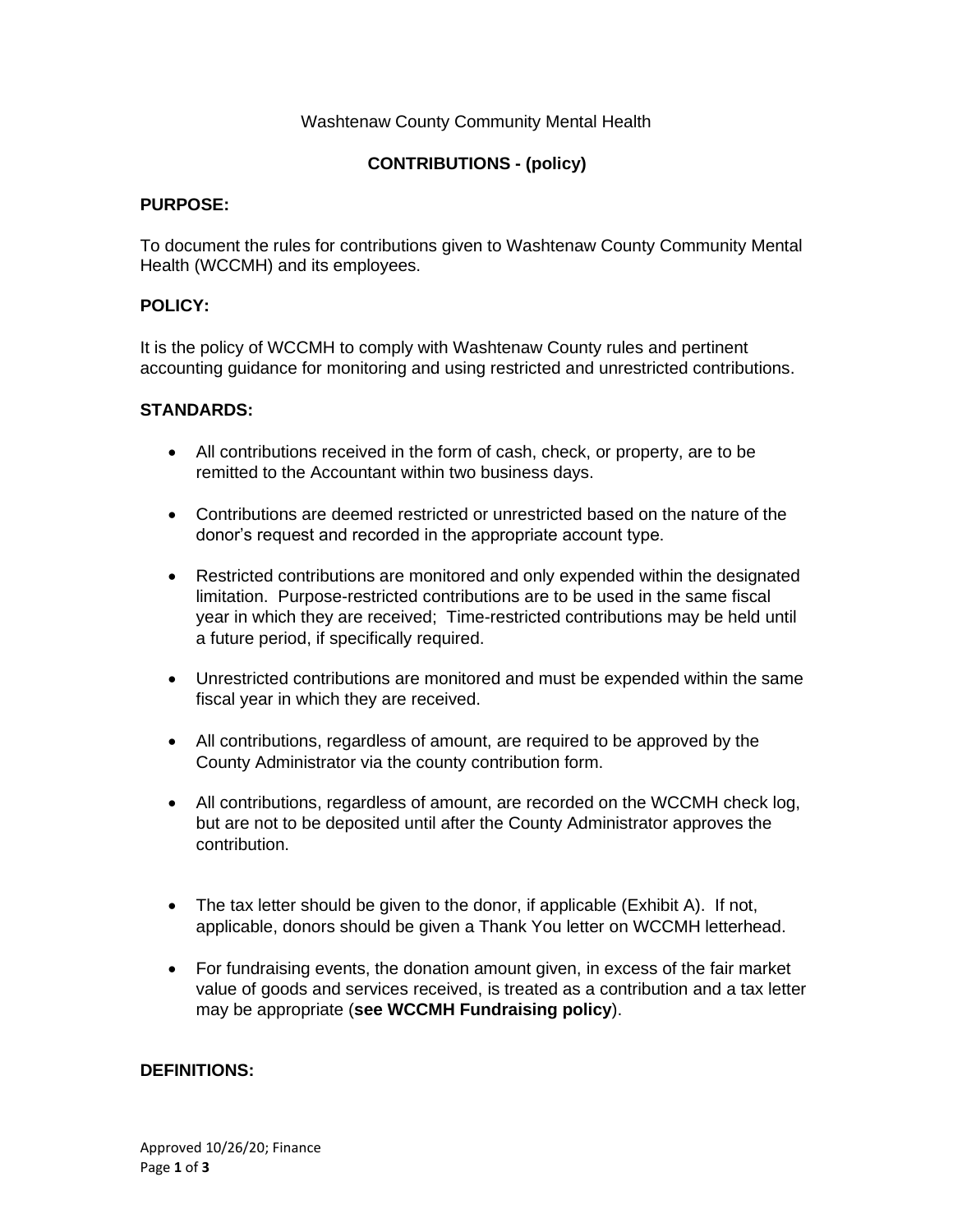Washtenaw County Community Mental Health

# CONTRIBUTIONS - (policy)

## PURPOSE:

To document the rules for contributions given to Washtenaw County Community Mental Health (WCCMH) and its employees.

## POLICY:

It is the policy of WCCMH to comply with Washtenaw County rules and pertinent accounting guidance for monitoring and using restricted and unrestricted contributions.

## STANDARDS:

- All contributions received in the form of cash, check, or property, are to be remitted to the Accountant within two business days.
- Contributions are deemed restricted or unrestricted based on the nature of the donor's request and recorded in the appropriate account type.
- Restricted contributions are monitored and only expended within the designated limitation. Purpose-restricted contributions are to be used in the same fiscal year in which they are received; Time-restricted contributions may be held until a future period, if specifically required.
- Unrestricted contributions are monitored and must be expended within the same fiscal year in which they are received.
- All contributions, regardless of amount, are required to be approved by the County Administrator via the county contribution form.
- All contributions, regardless of amount, are recorded on the WCCMH check log, but are not to be deposited until after the County Administrator approves the contribution.
- The tax letter should be given to the donor, if applicable (Exhibit A). If not, applicable, donors should be given a Thank You letter on WCCMH letterhead.
- For fundraising events, the donation amount given, in excess of the fair market value of goods and services received, is treated as a contribution and a tax letter may be appropriate (**see WCCMH Fundraising policy**).

## DEFINITIONS:

Approved 10/26/20; Finance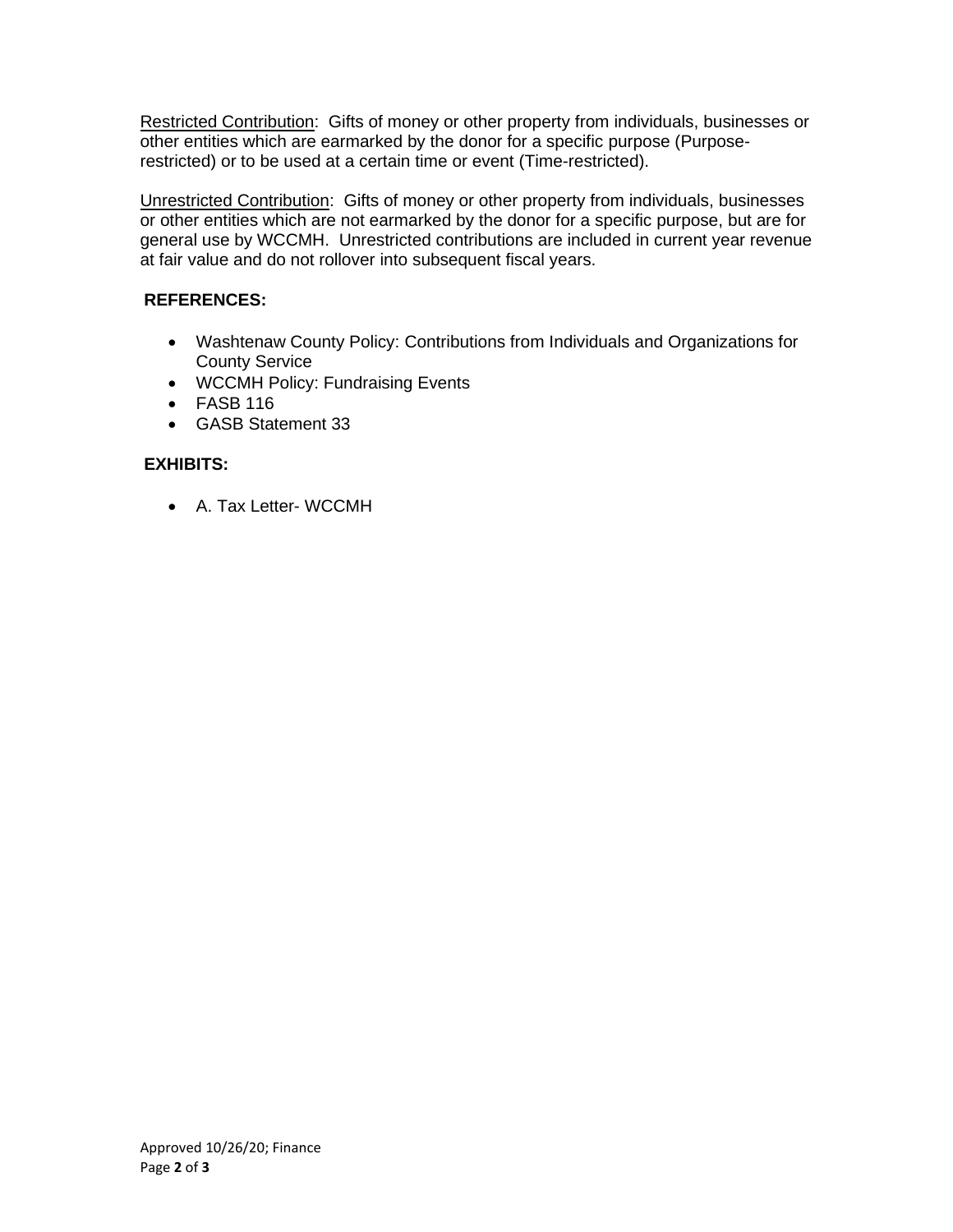<u>Restricted Contribution</u>: Gifts of money or other property from individuals, businesses or other entities which are earmarked by the donor for a specific purpose (Purpose-restricted) or to be used at a certain time or event (Time-restricted).

<u>Unrestricted Contribution</u>: Gifts of money or other property from individuals, businesses or other entities which are not earmarked by the donor for a specific purpose, but are for general use by WCCMH. Unrestricted contributions are included in current year revenue at fair value and do not rollover into subsequent fiscal years.

**REFERENCES:**

- Washtenaw County Policy: Contributions from Individuals and Organizations for County Service
- WCCMH Policy: Fundraising Events
- FASB 116
- GASB Statement 33

**EXHIBITS:**

- A. Tax Letter- WCCMH

Approved 10/26/20; Finance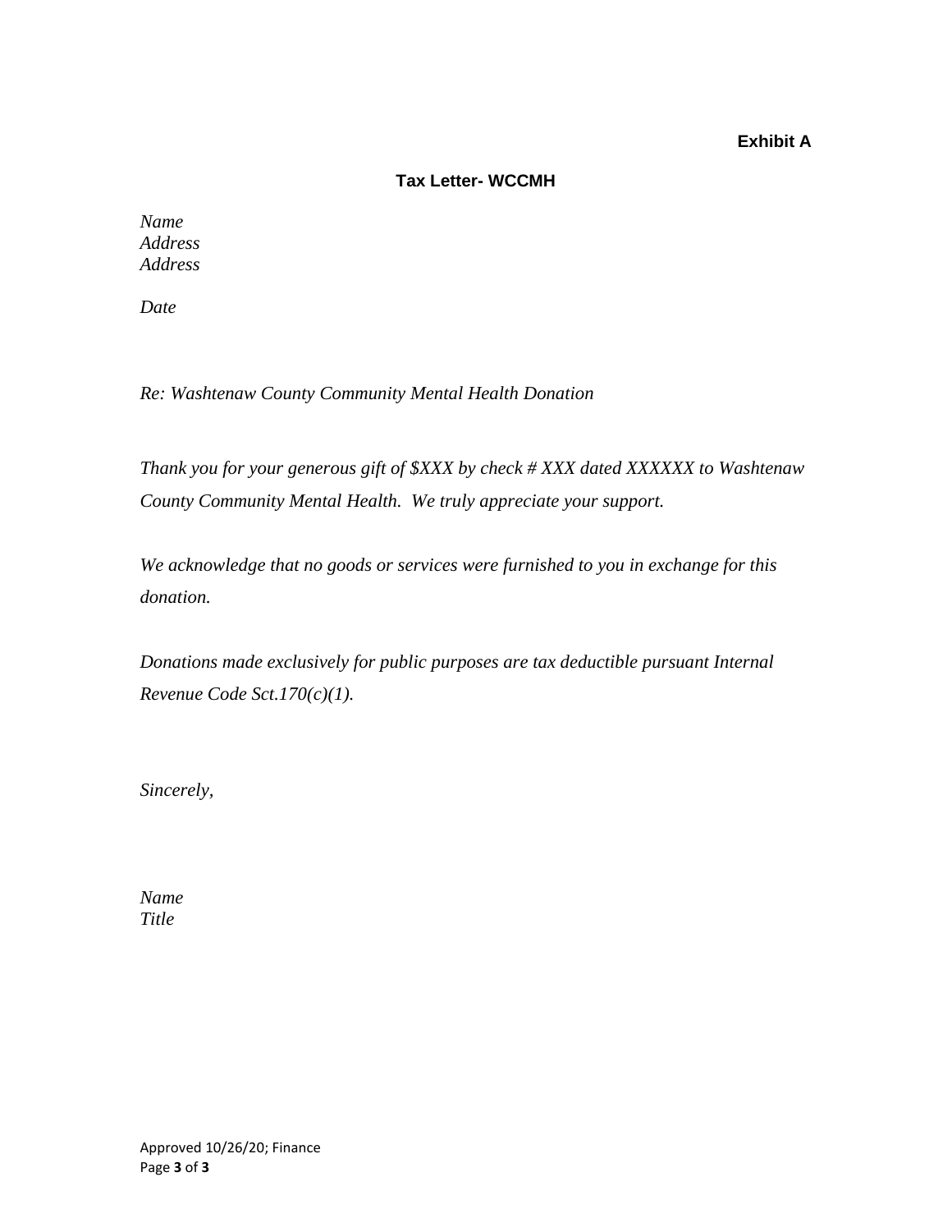**Exhibit A**

**Tax Letter- WCCMH**

*Name*
*Address*
*Address*

*Date*

*Re: Washtenaw County Community Mental Health Donation*

*Thank you for your generous gift of $XXX by check # XXX dated XXXXXX to Washtenaw County Community Mental Health. We truly appreciate your support.*

*We acknowledge that no goods or services were furnished to you in exchange for this donation.*

*Donations made exclusively for public purposes are tax deductible pursuant Internal Revenue Code Sct.170(c)(1).*

*Sincerely,*

*Name*
*Title*

Approved 10/26/20; Finance